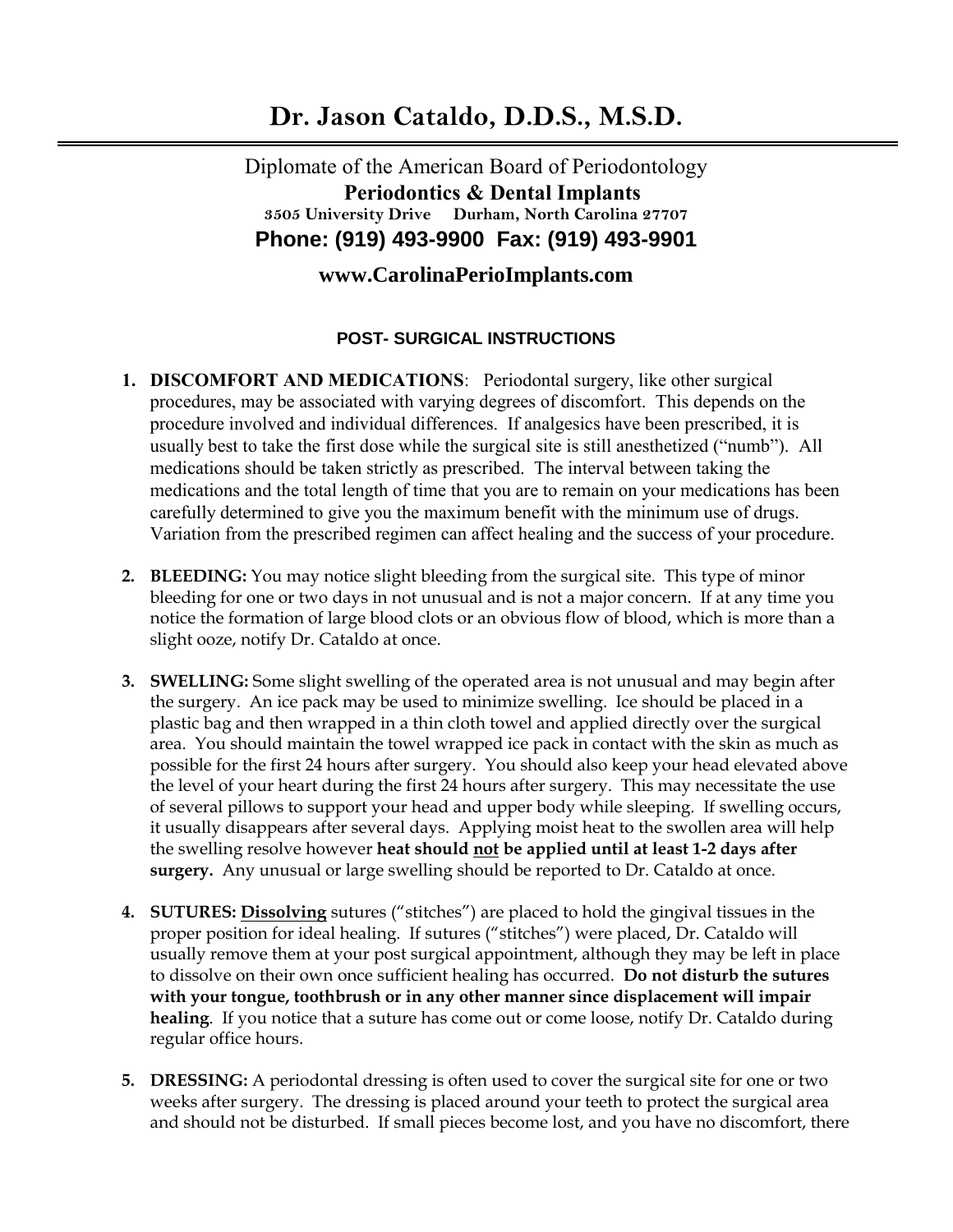# Dr. Jason Cataldo, D.D.S., M.S.D.

Diplomate of the American Board of Periodontology

**Periodontics & Dental Implants**

**3505 University Drive     Durham, North Carolina 27707**

**Phone: (919) 493-9900  Fax: (919) 493-9901**

**www.CarolinaPerioImplants.com**

## POST- SURGICAL INSTRUCTIONS

1. **DISCOMFORT AND MEDICATIONS**: Periodontal surgery, like other surgical procedures, may be associated with varying degrees of discomfort. This depends on the procedure involved and individual differences. If analgesics have been prescribed, it is usually best to take the first dose while the surgical site is still anesthetized ("numb"). All medications should be taken strictly as prescribed. The interval between taking the medications and the total length of time that you are to remain on your medications has been carefully determined to give you the maximum benefit with the minimum use of drugs. Variation from the prescribed regimen can affect healing and the success of your procedure.

2. **BLEEDING:** You may notice slight bleeding from the surgical site. This type of minor bleeding for one or two days in not unusual and is not a major concern. If at any time you notice the formation of large blood clots or an obvious flow of blood, which is more than a slight ooze, notify Dr. Cataldo at once.

3. **SWELLING:** Some slight swelling of the operated area is not unusual and may begin after the surgery. An ice pack may be used to minimize swelling. Ice should be placed in a plastic bag and then wrapped in a thin cloth towel and applied directly over the surgical area. You should maintain the towel wrapped ice pack in contact with the skin as much as possible for the first 24 hours after surgery. You should also keep your head elevated above the level of your heart during the first 24 hours after surgery. This may necessitate the use of several pillows to support your head and upper body while sleeping. If swelling occurs, it usually disappears after several days. Applying moist heat to the swollen area will help the swelling resolve however **heat should <u>not</u> be applied until at least 1-2 days after surgery.** Any unusual or large swelling should be reported to Dr. Cataldo at once.

4. **SUTURES: <u>Dissolving</u>** sutures ("stitches") are placed to hold the gingival tissues in the proper position for ideal healing. If sutures ("stitches") were placed, Dr. Cataldo will usually remove them at your post surgical appointment, although they may be left in place to dissolve on their own once sufficient healing has occurred. **Do not disturb the sutures with your tongue, toothbrush or in any other manner since displacement will impair healing**. If you notice that a suture has come out or come loose, notify Dr. Cataldo during regular office hours.

5. **DRESSING:** A periodontal dressing is often used to cover the surgical site for one or two weeks after surgery. The dressing is placed around your teeth to protect the surgical area and should not be disturbed. If small pieces become lost, and you have no discomfort, there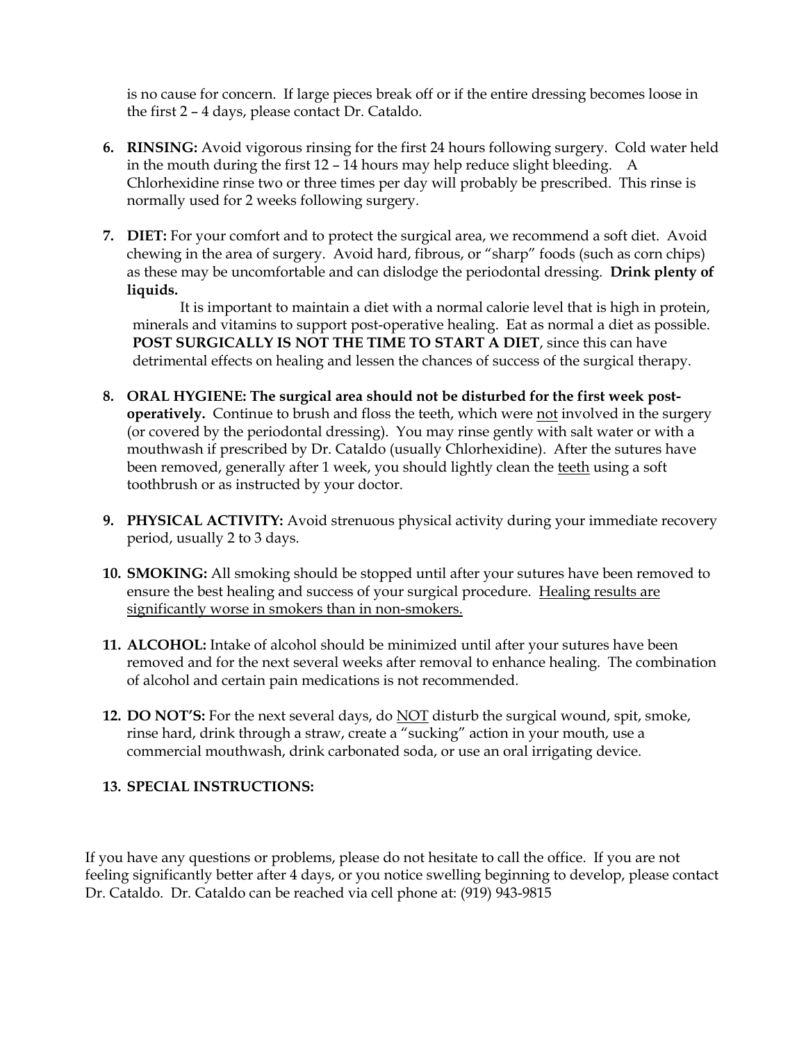is no cause for concern. If large pieces break off or if the entire dressing becomes loose in the first 2 – 4 days, please contact Dr. Cataldo.

6. **RINSING:** Avoid vigorous rinsing for the first 24 hours following surgery. Cold water held in the mouth during the first 12 – 14 hours may help reduce slight bleeding. A Chlorhexidine rinse two or three times per day will probably be prescribed. This rinse is normally used for 2 weeks following surgery.

7. **DIET:** For your comfort and to protect the surgical area, we recommend a soft diet. Avoid chewing in the area of surgery. Avoid hard, fibrous, or "sharp" foods (such as corn chips) as these may be uncomfortable and can dislodge the periodontal dressing. **Drink plenty of liquids.**

   It is important to maintain a diet with a normal calorie level that is high in protein, minerals and vitamins to support post-operative healing. Eat as normal a diet as possible. **POST SURGICALLY IS NOT THE TIME TO START A DIET**, since this can have detrimental effects on healing and lessen the chances of success of the surgical therapy.

8. **ORAL HYGIENE: The surgical area should not be disturbed for the first week post-operatively.** Continue to brush and floss the teeth, which were <u>not</u> involved in the surgery (or covered by the periodontal dressing). You may rinse gently with salt water or with a mouthwash if prescribed by Dr. Cataldo (usually Chlorhexidine). After the sutures have been removed, generally after 1 week, you should lightly clean the <u>teeth</u> using a soft toothbrush or as instructed by your doctor.

9. **PHYSICAL ACTIVITY:** Avoid strenuous physical activity during your immediate recovery period, usually 2 to 3 days.

10. **SMOKING:** All smoking should be stopped until after your sutures have been removed to ensure the best healing and success of your surgical procedure. <u>Healing results are significantly worse in smokers than in non-smokers.</u>

11. **ALCOHOL:** Intake of alcohol should be minimized until after your sutures have been removed and for the next several weeks after removal to enhance healing. The combination of alcohol and certain pain medications is not recommended.

12. **DO NOT'S:** For the next several days, do <u>NOT</u> disturb the surgical wound, spit, smoke, rinse hard, drink through a straw, create a "sucking" action in your mouth, use a commercial mouthwash, drink carbonated soda, or use an oral irrigating device.

13. **SPECIAL INSTRUCTIONS:**

If you have any questions or problems, please do not hesitate to call the office. If you are not feeling significantly better after 4 days, or you notice swelling beginning to develop, please contact Dr. Cataldo. Dr. Cataldo can be reached via cell phone at: (919) 943-9815